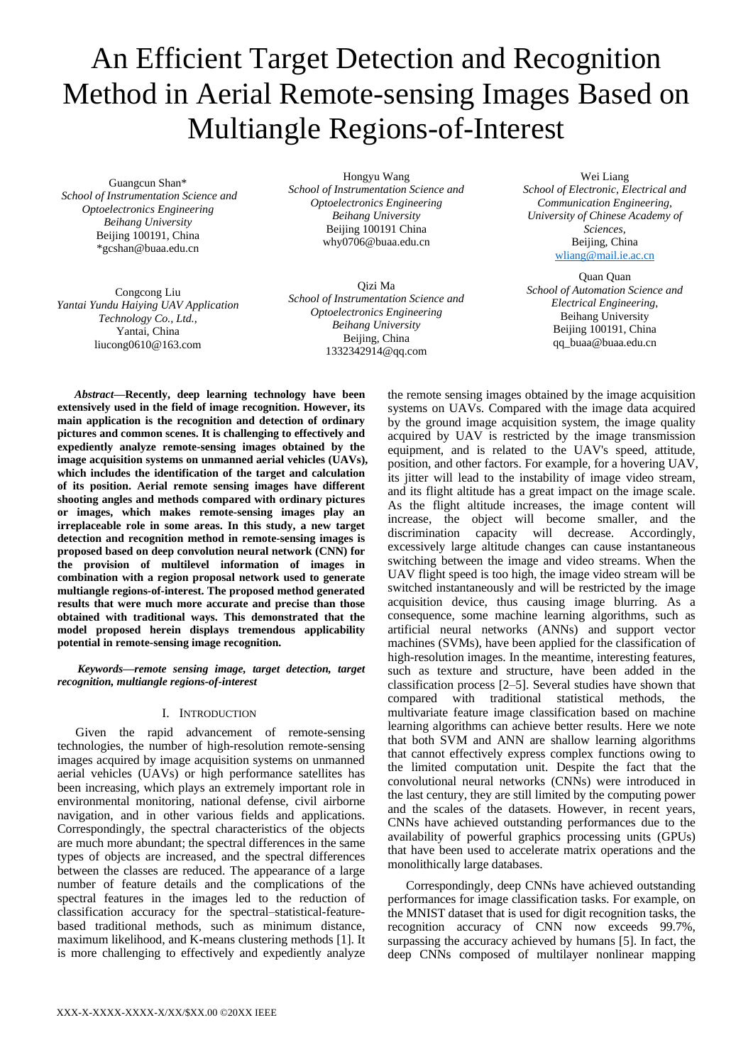# An Efficient Target Detection and Recognition Method in Aerial Remote-sensing Images Based on Multiangle Regions-of-Interest

Guangcun Shan*
*School of Instrumentation Science and Optoelectronics Engineering*
*Beihang University*
Beijing 100191, China
*gcshan@buaa.edu.cn

Hongyu Wang
*School of Instrumentation Science and Optoelectronics Engineering*
*Beihang University*
Beijing 100191 China
why0706@buaa.edu.cn

Wei Liang
*School of Electronic, Electrical and Communication Engineering,*
*University of Chinese Academy of Sciences,*
Beijing, China
wliang@mail.ie.ac.cn

Congcong Liu
*Yantai Yundu Haiying UAV Application Technology Co., Ltd.,*
Yantai, China
liucong0610@163.com

Qizi Ma
*School of Instrumentation Science and Optoelectronics Engineering*
*Beihang University*
Beijing, China
1332342914@qq.com

Quan Quan
*School of Automation Science and Electrical Engineering,*
Beihang University
Beijing 100191, China
qq_buaa@buaa.edu.cn

***Abstract*—Recently, deep learning technology have been extensively used in the field of image recognition. However, its main application is the recognition and detection of ordinary pictures and common scenes. It is challenging to effectively and expediently analyze remote-sensing images obtained by the image acquisition systems on unmanned aerial vehicles (UAVs), which includes the identification of the target and calculation of its position. Aerial remote sensing images have different shooting angles and methods compared with ordinary pictures or images, which makes remote-sensing images play an irreplaceable role in some areas. In this study, a new target detection and recognition method in remote-sensing images is proposed based on deep convolution neural network (CNN) for the provision of multilevel information of images in combination with a region proposal network used to generate multiangle regions-of-interest. The proposed method generated results that were much more accurate and precise than those obtained with traditional ways. This demonstrated that the model proposed herein displays tremendous applicability potential in remote-sensing image recognition.**

***Keywords—remote sensing image, target detection, target recognition, multiangle regions-of-interest***

## I. Introduction

Given the rapid advancement of remote-sensing technologies, the number of high-resolution remote-sensing images acquired by image acquisition systems on unmanned aerial vehicles (UAVs) or high performance satellites has been increasing, which plays an extremely important role in environmental monitoring, national defense, civil airborne navigation, and in other various fields and applications. Correspondingly, the spectral characteristics of the objects are much more abundant; the spectral differences in the same types of objects are increased, and the spectral differences between the classes are reduced. The appearance of a large number of feature details and the complications of the spectral features in the images led to the reduction of classification accuracy for the spectral–statistical-feature-based traditional methods, such as minimum distance, maximum likelihood, and K-means clustering methods [1]. It is more challenging to effectively and expediently analyze the remote sensing images obtained by the image acquisition systems on UAVs. Compared with the image data acquired by the ground image acquisition system, the image quality acquired by UAV is restricted by the image transmission equipment, and is related to the UAV's speed, attitude, position, and other factors. For example, for a hovering UAV, its jitter will lead to the instability of image video stream, and its flight altitude has a great impact on the image scale. As the flight altitude increases, the image content will increase, the object will become smaller, and the discrimination capacity will decrease. Accordingly, excessively large altitude changes can cause instantaneous switching between the image and video streams. When the UAV flight speed is too high, the image video stream will be switched instantaneously and will be restricted by the image acquisition device, thus causing image blurring. As a consequence, some machine learning algorithms, such as artificial neural networks (ANNs) and support vector machines (SVMs), have been applied for the classification of high-resolution images. In the meantime, interesting features, such as texture and structure, have been added in the classification process [2–5]. Several studies have shown that compared with traditional statistical methods, the multivariate feature image classification based on machine learning algorithms can achieve better results. Here we note that both SVM and ANN are shallow learning algorithms that cannot effectively express complex functions owing to the limited computation unit. Despite the fact that the convolutional neural networks (CNNs) were introduced in the last century, they are still limited by the computing power and the scales of the datasets. However, in recent years, CNNs have achieved outstanding performances due to the availability of powerful graphics processing units (GPUs) that have been used to accelerate matrix operations and the monolithically large databases.

Correspondingly, deep CNNs have achieved outstanding performances for image classification tasks. For example, on the MNIST dataset that is used for digit recognition tasks, the recognition accuracy of CNN now exceeds 99.7%, surpassing the accuracy achieved by humans [5]. In fact, the deep CNNs composed of multilayer nonlinear mapping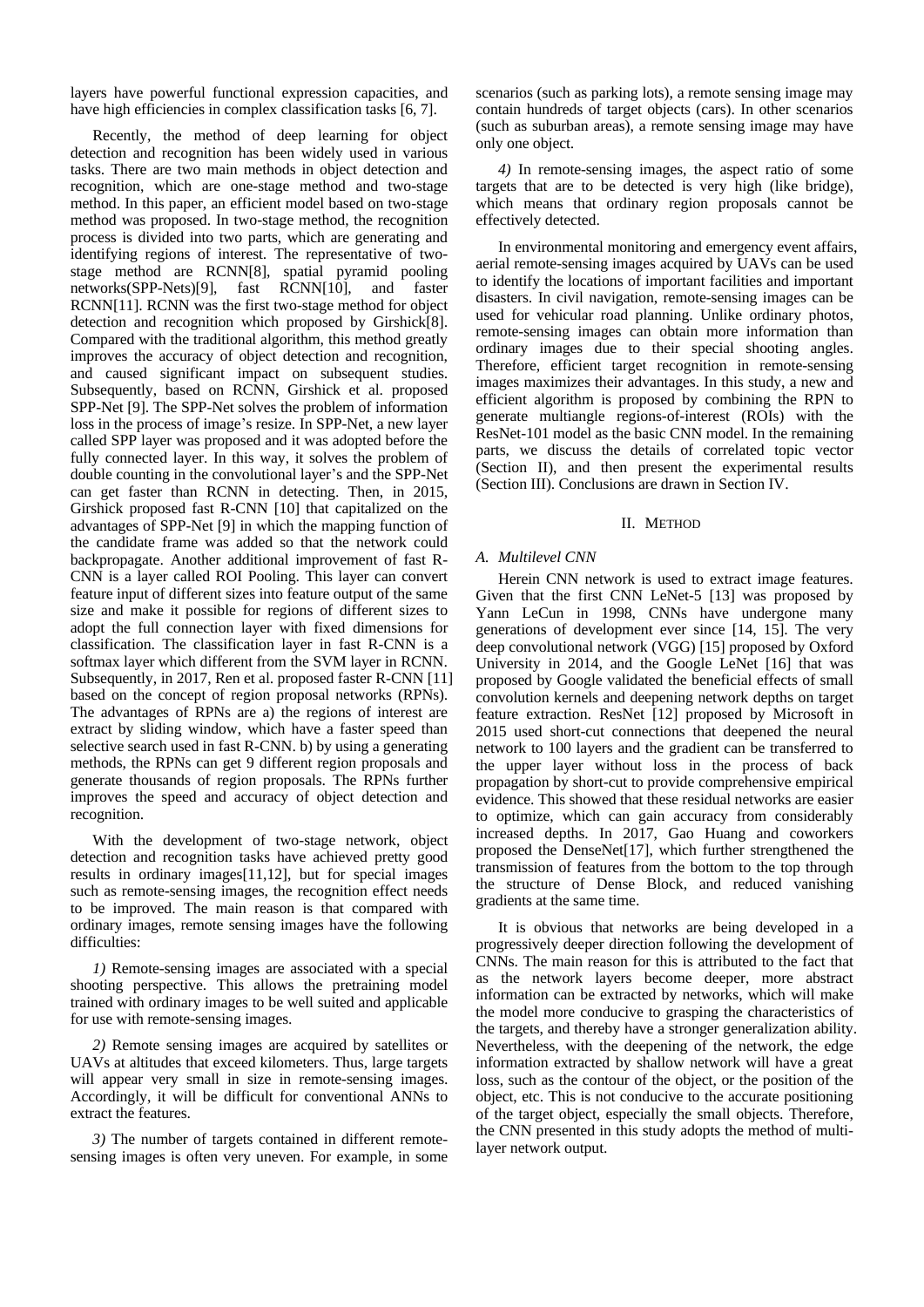layers have powerful functional expression capacities, and have high efficiencies in complex classification tasks [6, 7].

Recently, the method of deep learning for object detection and recognition has been widely used in various tasks. There are two main methods in object detection and recognition, which are one-stage method and two-stage method. In this paper, an efficient model based on two-stage method was proposed. In two-stage method, the recognition process is divided into two parts, which are generating and identifying regions of interest. The representative of two-stage method are RCNN[8], spatial pyramid pooling networks(SPP-Nets)[9], fast RCNN[10], and faster RCNN[11]. RCNN was the first two-stage method for object detection and recognition which proposed by Girshick[8]. Compared with the traditional algorithm, this method greatly improves the accuracy of object detection and recognition, and caused significant impact on subsequent studies. Subsequently, based on RCNN, Girshick et al. proposed SPP-Net [9]. The SPP-Net solves the problem of information loss in the process of image's resize. In SPP-Net, a new layer called SPP layer was proposed and it was adopted before the fully connected layer. In this way, it solves the problem of double counting in the convolutional layer's and the SPP-Net can get faster than RCNN in detecting. Then, in 2015, Girshick proposed fast R-CNN [10] that capitalized on the advantages of SPP-Net [9] in which the mapping function of the candidate frame was added so that the network could backpropagate. Another additional improvement of fast R-CNN is a layer called ROI Pooling. This layer can convert feature input of different sizes into feature output of the same size and make it possible for regions of different sizes to adopt the full connection layer with fixed dimensions for classification. The classification layer in fast R-CNN is a softmax layer which different from the SVM layer in RCNN. Subsequently, in 2017, Ren et al. proposed faster R-CNN [11] based on the concept of region proposal networks (RPNs). The advantages of RPNs are a) the regions of interest are extract by sliding window, which have a faster speed than selective search used in fast R-CNN. b) by using a generating methods, the RPNs can get 9 different region proposals and generate thousands of region proposals. The RPNs further improves the speed and accuracy of object detection and recognition.

With the development of two-stage network, object detection and recognition tasks have achieved pretty good results in ordinary images[11,12], but for special images such as remote-sensing images, the recognition effect needs to be improved. The main reason is that compared with ordinary images, remote sensing images have the following difficulties:

*1)* Remote-sensing images are associated with a special shooting perspective. This allows the pretraining model trained with ordinary images to be well suited and applicable for use with remote-sensing images.

*2)* Remote sensing images are acquired by satellites or UAVs at altitudes that exceed kilometers. Thus, large targets will appear very small in size in remote-sensing images. Accordingly, it will be difficult for conventional ANNs to extract the features.

*3)* The number of targets contained in different remote-sensing images is often very uneven. For example, in some scenarios (such as parking lots), a remote sensing image may contain hundreds of target objects (cars). In other scenarios (such as suburban areas), a remote sensing image may have only one object.

*4)* In remote-sensing images, the aspect ratio of some targets that are to be detected is very high (like bridge), which means that ordinary region proposals cannot be effectively detected.

In environmental monitoring and emergency event affairs, aerial remote-sensing images acquired by UAVs can be used to identify the locations of important facilities and important disasters. In civil navigation, remote-sensing images can be used for vehicular road planning. Unlike ordinary photos, remote-sensing images can obtain more information than ordinary images due to their special shooting angles. Therefore, efficient target recognition in remote-sensing images maximizes their advantages. In this study, a new and efficient algorithm is proposed by combining the RPN to generate multiangle regions-of-interest (ROIs) with the ResNet-101 model as the basic CNN model. In the remaining parts, we discuss the details of correlated topic vector (Section II), and then present the experimental results (Section III). Conclusions are drawn in Section IV.

## II. Method

### *A. Multilevel CNN*

Herein CNN network is used to extract image features. Given that the first CNN LeNet-5 [13] was proposed by Yann LeCun in 1998, CNNs have undergone many generations of development ever since [14, 15]. The very deep convolutional network (VGG) [15] proposed by Oxford University in 2014, and the Google LeNet [16] that was proposed by Google validated the beneficial effects of small convolution kernels and deepening network depths on target feature extraction. ResNet [12] proposed by Microsoft in 2015 used short-cut connections that deepened the neural network to 100 layers and the gradient can be transferred to the upper layer without loss in the process of back propagation by short-cut to provide comprehensive empirical evidence. This showed that these residual networks are easier to optimize, which can gain accuracy from considerably increased depths. In 2017, Gao Huang and coworkers proposed the DenseNet[17], which further strengthened the transmission of features from the bottom to the top through the structure of Dense Block, and reduced vanishing gradients at the same time.

It is obvious that networks are being developed in a progressively deeper direction following the development of CNNs. The main reason for this is attributed to the fact that as the network layers become deeper, more abstract information can be extracted by networks, which will make the model more conducive to grasping the characteristics of the targets, and thereby have a stronger generalization ability. Nevertheless, with the deepening of the network, the edge information extracted by shallow network will have a great loss, such as the contour of the object, or the position of the object, etc. This is not conducive to the accurate positioning of the target object, especially the small objects. Therefore, the CNN presented in this study adopts the method of multi-layer network output.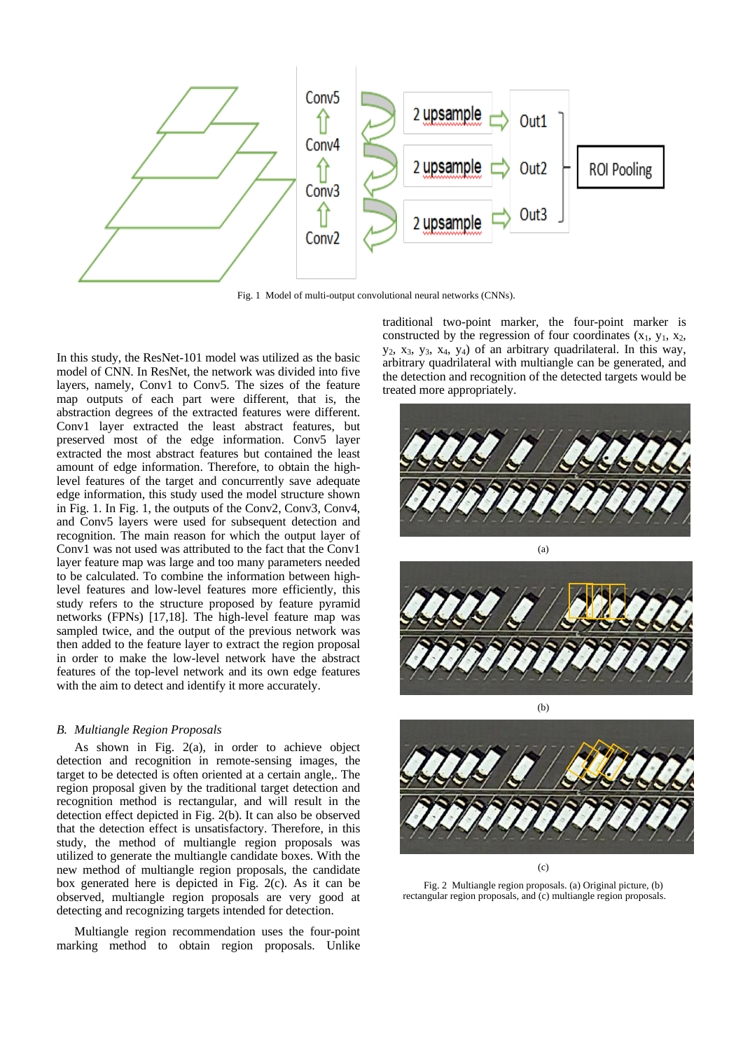Conv5

Conv4

Conv3

Conv2

2 upsample

2 upsample

2 upsample

Out1

Out2

Out3

ROI Pooling

Fig. 1 Model of multi-output convolutional neural networks (CNNs).

In this study, the ResNet-101 model was utilized as the basic model of CNN. In ResNet, the network was divided into five layers, namely, Conv1 to Conv5. The sizes of the feature map outputs of each part were different, that is, the abstraction degrees of the extracted features were different. Conv1 layer extracted the least abstract features, but preserved most of the edge information. Conv5 layer extracted the most abstract features but contained the least amount of edge information. Therefore, to obtain the high-level features of the target and concurrently save adequate edge information, this study used the model structure shown in Fig. 1. In Fig. 1, the outputs of the Conv2, Conv3, Conv4, and Conv5 layers were used for subsequent detection and recognition. The main reason for which the output layer of Conv1 was not used was attributed to the fact that the Conv1 layer feature map was large and too many parameters needed to be calculated. To combine the information between high-level features and low-level features more efficiently, this study refers to the structure proposed by feature pyramid networks (FPNs) [17,18]. The high-level feature map was sampled twice, and the output of the previous network was then added to the feature layer to extract the region proposal in order to make the low-level network have the abstract features of the top-level network and its own edge features with the aim to detect and identify it more accurately.

### *B. Multiangle Region Proposals*

As shown in Fig. 2(a), in order to achieve object detection and recognition in remote-sensing images, the target to be detected is often oriented at a certain angle,. The region proposal given by the traditional target detection and recognition method is rectangular, and will result in the detection effect depicted in Fig. 2(b). It can also be observed that the detection effect is unsatisfactory. Therefore, in this study, the method of multiangle region proposals was utilized to generate the multiangle candidate boxes. With the new method of multiangle region proposals, the candidate box generated here is depicted in Fig. 2(c). As it can be observed, multiangle region proposals are very good at detecting and recognizing targets intended for detection.

Multiangle region recommendation uses the four-point marking method to obtain region proposals. Unlike traditional two-point marker, the four-point marker is constructed by the regression of four coordinates ($x_1$, $y_1$, $x_2$, $y_2$, $x_3$, $y_3$, $x_4$, $y_4$) of an arbitrary quadrilateral. In this way, arbitrary quadrilateral with multiangle can be generated, and the detection and recognition of the detected targets would be treated more appropriately.

(a)

(b)

(c)

Fig. 2 Multiangle region proposals. (a) Original picture, (b) rectangular region proposals, and (c) multiangle region proposals.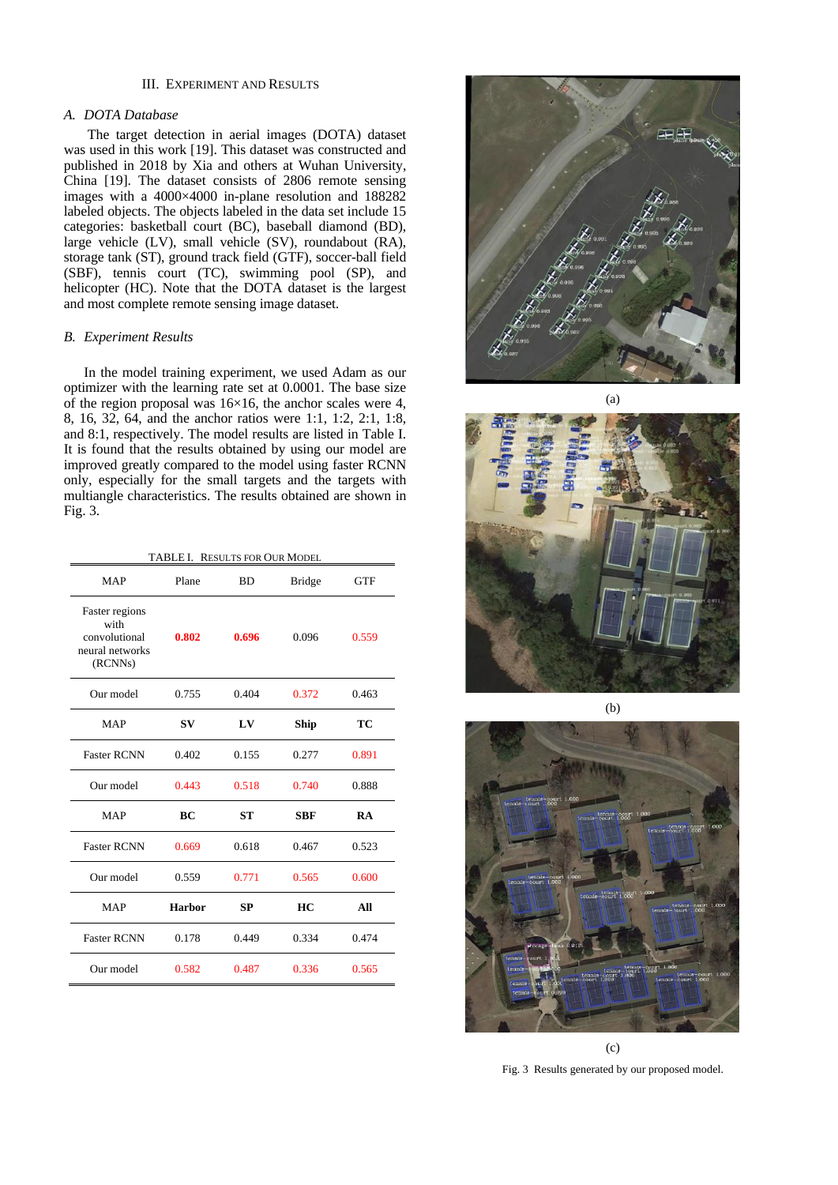## III. Experiment and Results

### A. DOTA Database

The target detection in aerial images (DOTA) dataset was used in this work [19]. This dataset was constructed and published in 2018 by Xia and others at Wuhan University, China [19]. The dataset consists of 2806 remote sensing images with a 4000×4000 in-plane resolution and 188282 labeled objects. The objects labeled in the data set include 15 categories: basketball court (BC), baseball diamond (BD), large vehicle (LV), small vehicle (SV), roundabout (RA), storage tank (ST), ground track field (GTF), soccer-ball field (SBF), tennis court (TC), swimming pool (SP), and helicopter (HC). Note that the DOTA dataset is the largest and most complete remote sensing image dataset.

### B. Experiment Results

In the model training experiment, we used Adam as our optimizer with the learning rate set at 0.0001. The base size of the region proposal was 16×16, the anchor scales were 4, 8, 16, 32, 64, and the anchor ratios were 1:1, 1:2, 2:1, 1:8, and 8:1, respectively. The model results are listed in Table I. It is found that the results obtained by using our model are improved greatly compared to the model using faster RCNN only, especially for the small targets and the targets with multiangle characteristics. The results obtained are shown in Fig. 3.

TABLE I. Results for Our Model

| MAP | Plane | BD | Bridge | GTF |
|---|---|---|---|---|
| Faster regions with convolutional neural networks (RCNNs) | **0.802** | **0.696** | 0.096 | 0.559 |
| Our model | 0.755 | 0.404 | 0.372 | 0.463 |
| **MAP** | **SV** | **LV** | **Ship** | **TC** |
| Faster RCNN | 0.402 | 0.155 | 0.277 | 0.891 |
| Our model | 0.443 | 0.518 | 0.740 | 0.888 |
| **MAP** | **BC** | **ST** | **SBF** | **RA** |
| Faster RCNN | 0.669 | 0.618 | 0.467 | 0.523 |
| Our model | 0.559 | 0.771 | 0.565 | 0.600 |
| **MAP** | **Harbor** | **SP** | **HC** | **All** |
| Faster RCNN | 0.178 | 0.449 | 0.334 | 0.474 |
| Our model | 0.582 | 0.487 | 0.336 | 0.565 |

(a)

(b)

(c)

Fig. 3 Results generated by our proposed model.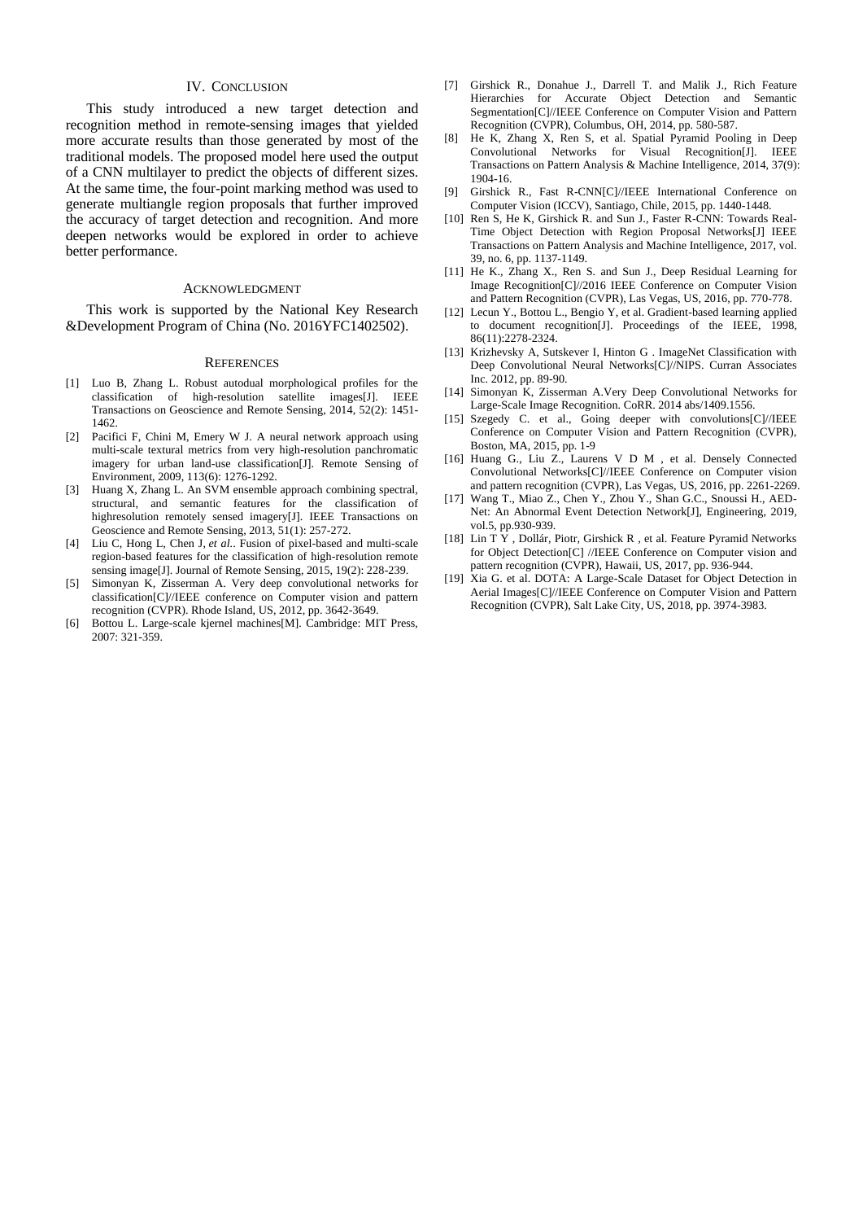## IV. Conclusion

This study introduced a new target detection and recognition method in remote-sensing images that yielded more accurate results than those generated by most of the traditional models. The proposed model here used the output of a CNN multilayer to predict the objects of different sizes. At the same time, the four-point marking method was used to generate multiangle region proposals that further improved the accuracy of target detection and recognition. And more deepen networks would be explored in order to achieve better performance.

## Acknowledgment

This work is supported by the National Key Research &Development Program of China (No. 2016YFC1402502).

## References

[1] Luo B, Zhang L. Robust autodual morphological profiles for the classification of high-resolution satellite images[J]. IEEE Transactions on Geoscience and Remote Sensing, 2014, 52(2): 1451-1462.

[2] Pacifici F, Chini M, Emery W J. A neural network approach using multi-scale textural metrics from very high-resolution panchromatic imagery for urban land-use classification[J]. Remote Sensing of Environment, 2009, 113(6): 1276-1292.

[3] Huang X, Zhang L. An SVM ensemble approach combining spectral, structural, and semantic features for the classification of highresolution remotely sensed imagery[J]. IEEE Transactions on Geoscience and Remote Sensing, 2013, 51(1): 257-272.

[4] Liu C, Hong L, Chen J, *et al.*. Fusion of pixel-based and multi-scale region-based features for the classification of high-resolution remote sensing image[J]. Journal of Remote Sensing, 2015, 19(2): 228-239.

[5] Simonyan K, Zisserman A. Very deep convolutional networks for classification[C]//IEEE conference on Computer vision and pattern recognition (CVPR). Rhode Island, US, 2012, pp. 3642-3649.

[6] Bottou L. Large-scale kjernel machines[M]. Cambridge: MIT Press, 2007: 321-359.

[7] Girshick R., Donahue J., Darrell T. and Malik J., Rich Feature Hierarchies for Accurate Object Detection and Semantic Segmentation[C]//IEEE Conference on Computer Vision and Pattern Recognition (CVPR), Columbus, OH, 2014, pp. 580-587.

[8] He K, Zhang X, Ren S, et al. Spatial Pyramid Pooling in Deep Convolutional Networks for Visual Recognition[J]. IEEE Transactions on Pattern Analysis & Machine Intelligence, 2014, 37(9): 1904-16.

[9] Girshick R., Fast R-CNN[C]//IEEE International Conference on Computer Vision (ICCV), Santiago, Chile, 2015, pp. 1440-1448.

[10] Ren S, He K, Girshick R. and Sun J., Faster R-CNN: Towards Real-Time Object Detection with Region Proposal Networks[J] IEEE Transactions on Pattern Analysis and Machine Intelligence, 2017, vol. 39, no. 6, pp. 1137-1149.

[11] He K., Zhang X., Ren S. and Sun J., Deep Residual Learning for Image Recognition[C]//2016 IEEE Conference on Computer Vision and Pattern Recognition (CVPR), Las Vegas, US, 2016, pp. 770-778.

[12] Lecun Y., Bottou L., Bengio Y, et al. Gradient-based learning applied to document recognition[J]. Proceedings of the IEEE, 1998, 86(11):2278-2324.

[13] Krizhevsky A, Sutskever I, Hinton G . ImageNet Classification with Deep Convolutional Neural Networks[C]//NIPS. Curran Associates Inc. 2012, pp. 89-90.

[14] Simonyan K, Zisserman A.Very Deep Convolutional Networks for Large-Scale Image Recognition. CoRR. 2014 abs/1409.1556.

[15] Szegedy C. et al., Going deeper with convolutions[C]//IEEE Conference on Computer Vision and Pattern Recognition (CVPR), Boston, MA, 2015, pp. 1-9

[16] Huang G., Liu Z., Laurens V D M , et al. Densely Connected Convolutional Networks[C]//IEEE Conference on Computer vision and pattern recognition (CVPR), Las Vegas, US, 2016, pp. 2261-2269.

[17] Wang T., Miao Z., Chen Y., Zhou Y., Shan G.C., Snoussi H., AED-Net: An Abnormal Event Detection Network[J], Engineering, 2019, vol.5, pp.930-939.

[18] Lin T Y , Dollár, Piotr, Girshick R , et al. Feature Pyramid Networks for Object Detection[C] //IEEE Conference on Computer vision and pattern recognition (CVPR), Hawaii, US, 2017, pp. 936-944.

[19] Xia G. et al. DOTA: A Large-Scale Dataset for Object Detection in Aerial Images[C]//IEEE Conference on Computer Vision and Pattern Recognition (CVPR), Salt Lake City, US, 2018, pp. 3974-3983.